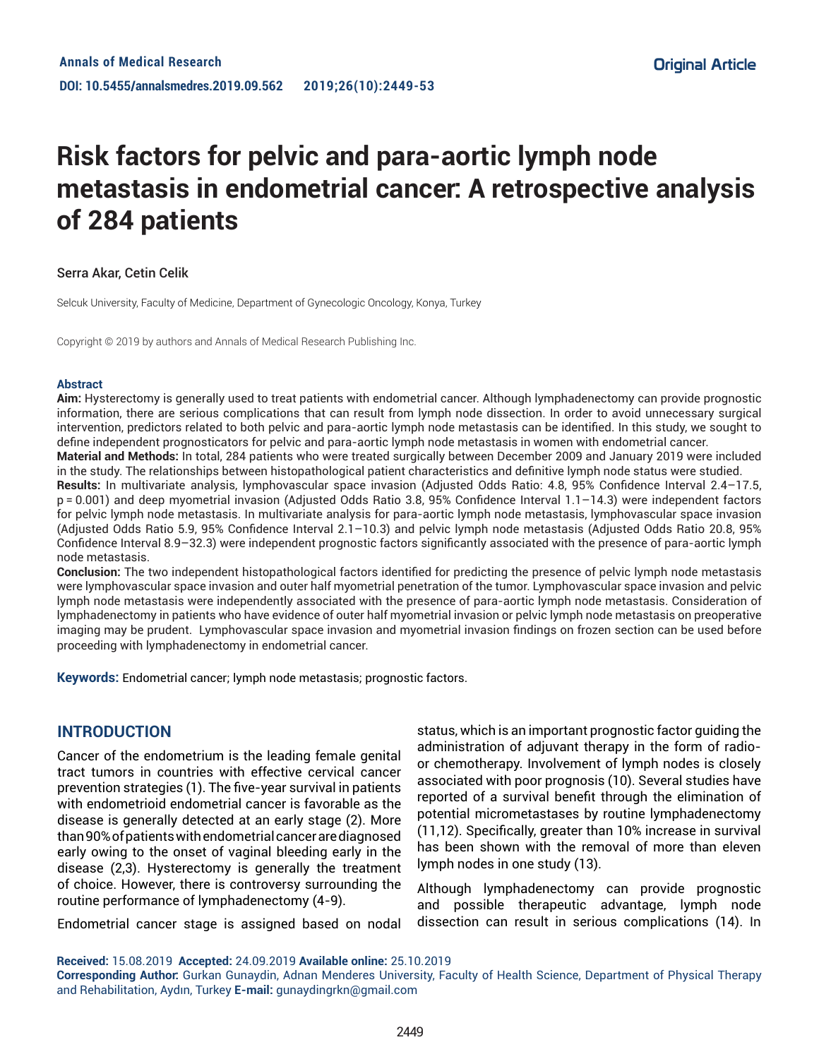Annals of Medical Research

DOI: 10.5455/annalsmedres.2019.09.562 2019;26(10):2449-53

Original Article

# Risk factors for pelvic and para-aortic lymph node metastasis in endometrial cancer: A retrospective analysis of 284 patients

Serra Akar, Cetin Celik

Selcuk University, Faculty of Medicine, Department of Gynecologic Oncology, Konya, Turkey

Copyright © 2019 by authors and Annals of Medical Research Publishing Inc.

### Abstract

**Aim:** Hysterectomy is generally used to treat patients with endometrial cancer. Although lymphadenectomy can provide prognostic information, there are serious complications that can result from lymph node dissection. In order to avoid unnecessary surgical intervention, predictors related to both pelvic and para-aortic lymph node metastasis can be identified. In this study, we sought to define independent prognosticators for pelvic and para-aortic lymph node metastasis in women with endometrial cancer.

**Material and Methods:** In total, 284 patients who were treated surgically between December 2009 and January 2019 were included in the study. The relationships between histopathological patient characteristics and definitive lymph node status were studied.

**Results:** In multivariate analysis, lymphovascular space invasion (Adjusted Odds Ratio: 4.8, 95% Confidence Interval 2.4–17.5, p = 0.001) and deep myometrial invasion (Adjusted Odds Ratio 3.8, 95% Confidence Interval 1.1–14.3) were independent factors for pelvic lymph node metastasis. In multivariate analysis for para-aortic lymph node metastasis, lymphovascular space invasion (Adjusted Odds Ratio 5.9, 95% Confidence Interval 2.1–10.3) and pelvic lymph node metastasis (Adjusted Odds Ratio 20.8, 95% Confidence Interval 8.9–32.3) were independent prognostic factors significantly associated with the presence of para-aortic lymph node metastasis.

**Conclusion:** The two independent histopathological factors identified for predicting the presence of pelvic lymph node metastasis were lymphovascular space invasion and outer half myometrial penetration of the tumor. Lymphovascular space invasion and pelvic lymph node metastasis were independently associated with the presence of para-aortic lymph node metastasis. Consideration of lymphadenectomy in patients who have evidence of outer half myometrial invasion or pelvic lymph node metastasis on preoperative imaging may be prudent. Lymphovascular space invasion and myometrial invasion findings on frozen section can be used before proceeding with lymphadenectomy in endometrial cancer.

**Keywords:** Endometrial cancer; lymph node metastasis; prognostic factors.

## INTRODUCTION

Cancer of the endometrium is the leading female genital tract tumors in countries with effective cervical cancer prevention strategies (1). The five-year survival in patients with endometrioid endometrial cancer is favorable as the disease is generally detected at an early stage (2). More than 90% of patients with endometrial cancer are diagnosed early owing to the onset of vaginal bleeding early in the disease (2,3). Hysterectomy is generally the treatment of choice. However, there is controversy surrounding the routine performance of lymphadenectomy (4-9).

Endometrial cancer stage is assigned based on nodal status, which is an important prognostic factor guiding the administration of adjuvant therapy in the form of radio- or chemotherapy. Involvement of lymph nodes is closely associated with poor prognosis (10). Several studies have reported of a survival benefit through the elimination of potential micrometastases by routine lymphadenectomy (11,12). Specifically, greater than 10% increase in survival has been shown with the removal of more than eleven lymph nodes in one study (13).

Although lymphadenectomy can provide prognostic and possible therapeutic advantage, lymph node dissection can result in serious complications (14). In

**Received:** 15.08.2019 **Accepted:** 24.09.2019 **Available online:** 25.10.2019

**Corresponding Author:** Gurkan Gunaydin, Adnan Menderes University, Faculty of Health Science, Department of Physical Therapy and Rehabilitation, Aydın, Turkey **E-mail:** gunaydingrkn@gmail.com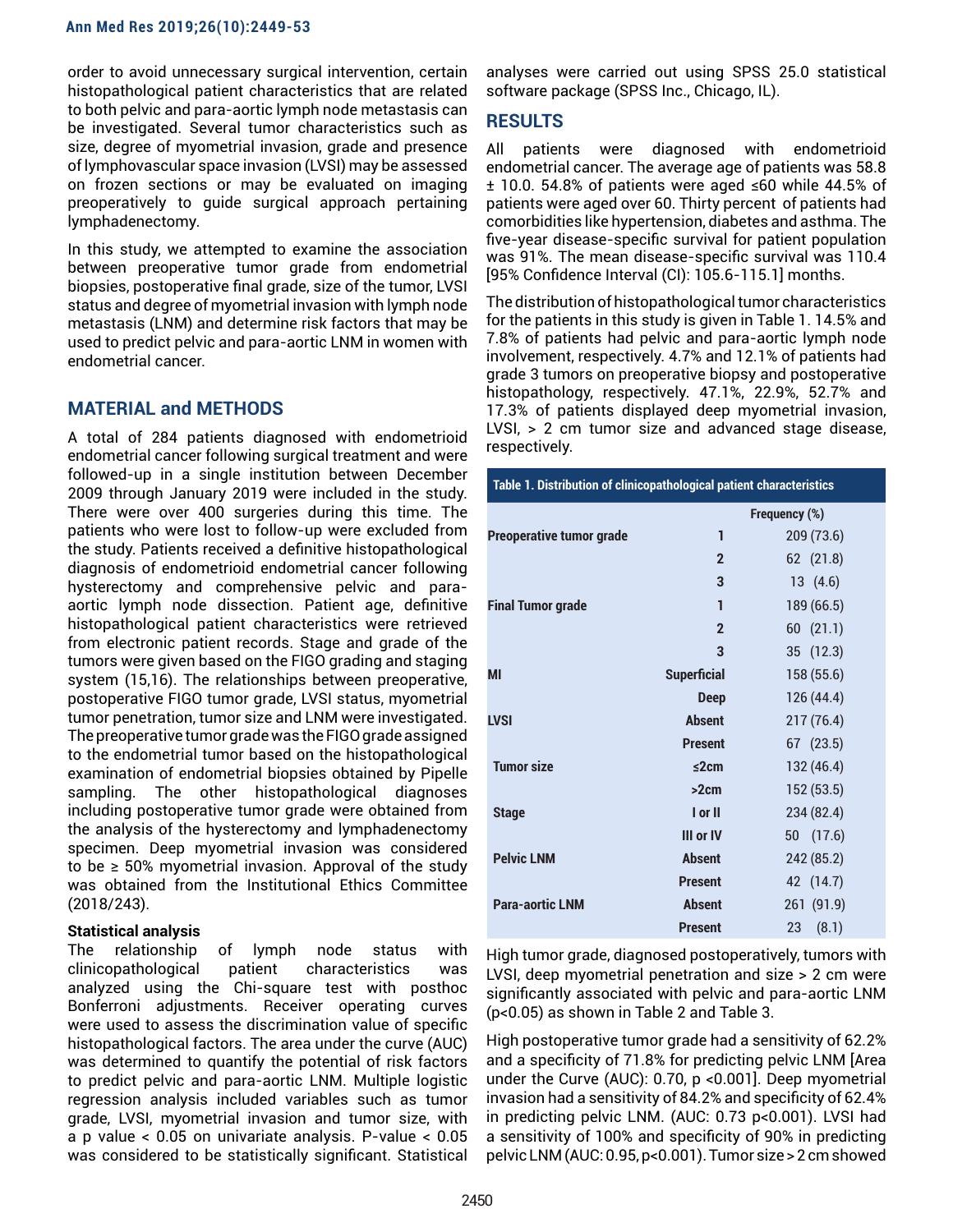order to avoid unnecessary surgical intervention, certain histopathological patient characteristics that are related to both pelvic and para-aortic lymph node metastasis can be investigated. Several tumor characteristics such as size, degree of myometrial invasion, grade and presence of lymphovascular space invasion (LVSI) may be assessed on frozen sections or may be evaluated on imaging preoperatively to guide surgical approach pertaining lymphadenectomy.

In this study, we attempted to examine the association between preoperative tumor grade from endometrial biopsies, postoperative final grade, size of the tumor, LVSI status and degree of myometrial invasion with lymph node metastasis (LNM) and determine risk factors that may be used to predict pelvic and para-aortic LNM in women with endometrial cancer.

## MATERIAL and METHODS

A total of 284 patients diagnosed with endometrioid endometrial cancer following surgical treatment and were followed-up in a single institution between December 2009 through January 2019 were included in the study. There were over 400 surgeries during this time. The patients who were lost to follow-up were excluded from the study. Patients received a definitive histopathological diagnosis of endometrioid endometrial cancer following hysterectomy and comprehensive pelvic and para-aortic lymph node dissection. Patient age, definitive histopathological patient characteristics were retrieved from electronic patient records. Stage and grade of the tumors were given based on the FIGO grading and staging system (15,16). The relationships between preoperative, postoperative FIGO tumor grade, LVSI status, myometrial tumor penetration, tumor size and LNM were investigated. The preoperative tumor grade was the FIGO grade assigned to the endometrial tumor based on the histopathological examination of endometrial biopsies obtained by Pipelle sampling. The other histopathological diagnoses including postoperative tumor grade were obtained from the analysis of the hysterectomy and lymphadenectomy specimen. Deep myometrial invasion was considered to be ≥ 50% myometrial invasion. Approval of the study was obtained from the Institutional Ethics Committee (2018/243).

### Statistical analysis

The relationship of lymph node status with clinicopathological patient characteristics was analyzed using the Chi-square test with posthoc Bonferroni adjustments. Receiver operating curves were used to assess the discrimination value of specific histopathological factors. The area under the curve (AUC) was determined to quantify the potential of risk factors to predict pelvic and para-aortic LNM. Multiple logistic regression analysis included variables such as tumor grade, LVSI, myometrial invasion and tumor size, with a p value < 0.05 on univariate analysis. P-value < 0.05 was considered to be statistically significant. Statistical analyses were carried out using SPSS 25.0 statistical software package (SPSS Inc., Chicago, IL).

## RESULTS

All patients were diagnosed with endometrioid endometrial cancer. The average age of patients was 58.8 ± 10.0. 54.8% of patients were aged ≤60 while 44.5% of patients were aged over 60. Thirty percent of patients had comorbidities like hypertension, diabetes and asthma. The five-year disease-specific survival for patient population was 91%. The mean disease-specific survival was 110.4 [95% Confidence Interval (CI): 105.6-115.1] months.

The distribution of histopathological tumor characteristics for the patients in this study is given in Table 1. 14.5% and 7.8% of patients had pelvic and para-aortic lymph node involvement, respectively. 4.7% and 12.1% of patients had grade 3 tumors on preoperative biopsy and postoperative histopathology, respectively. 47.1%, 22.9%, 52.7% and 17.3% of patients displayed deep myometrial invasion, LVSI, > 2 cm tumor size and advanced stage disease, respectively.

**Table 1. Distribution of clinicopathological patient characteristics**

| | | Frequency (%) |
|---|---|---|
| **Preoperative tumor grade** | **1** | 209 (73.6) |
| | **2** | 62 (21.8) |
| | **3** | 13 (4.6) |
| **Final Tumor grade** | **1** | 189 (66.5) |
| | **2** | 60 (21.1) |
| | **3** | 35 (12.3) |
| **MI** | **Superficial** | 158 (55.6) |
| | **Deep** | 126 (44.4) |
| **LVSI** | **Absent** | 217 (76.4) |
| | **Present** | 67 (23.5) |
| **Tumor size** | **≤2cm** | 132 (46.4) |
| | **>2cm** | 152 (53.5) |
| **Stage** | **I or II** | 234 (82.4) |
| | **III or IV** | 50 (17.6) |
| **Pelvic LNM** | **Absent** | 242 (85.2) |
| | **Present** | 42 (14.7) |
| **Para-aortic LNM** | **Absent** | 261 (91.9) |
| | **Present** | 23 (8.1) |

High tumor grade, diagnosed postoperatively, tumors with LVSI, deep myometrial penetration and size > 2 cm were significantly associated with pelvic and para-aortic LNM ($p<0.05$) as shown in Table 2 and Table 3.

High postoperative tumor grade had a sensitivity of 62.2% and a specificity of 71.8% for predicting pelvic LNM [Area under the Curve (AUC): 0.70, p <0.001]. Deep myometrial invasion had a sensitivity of 84.2% and specificity of 62.4% in predicting pelvic LNM. (AUC: 0.73 p<0.001). LVSI had a sensitivity of 100% and specificity of 90% in predicting pelvic LNM (AUC: 0.95, p<0.001). Tumor size > 2 cm showed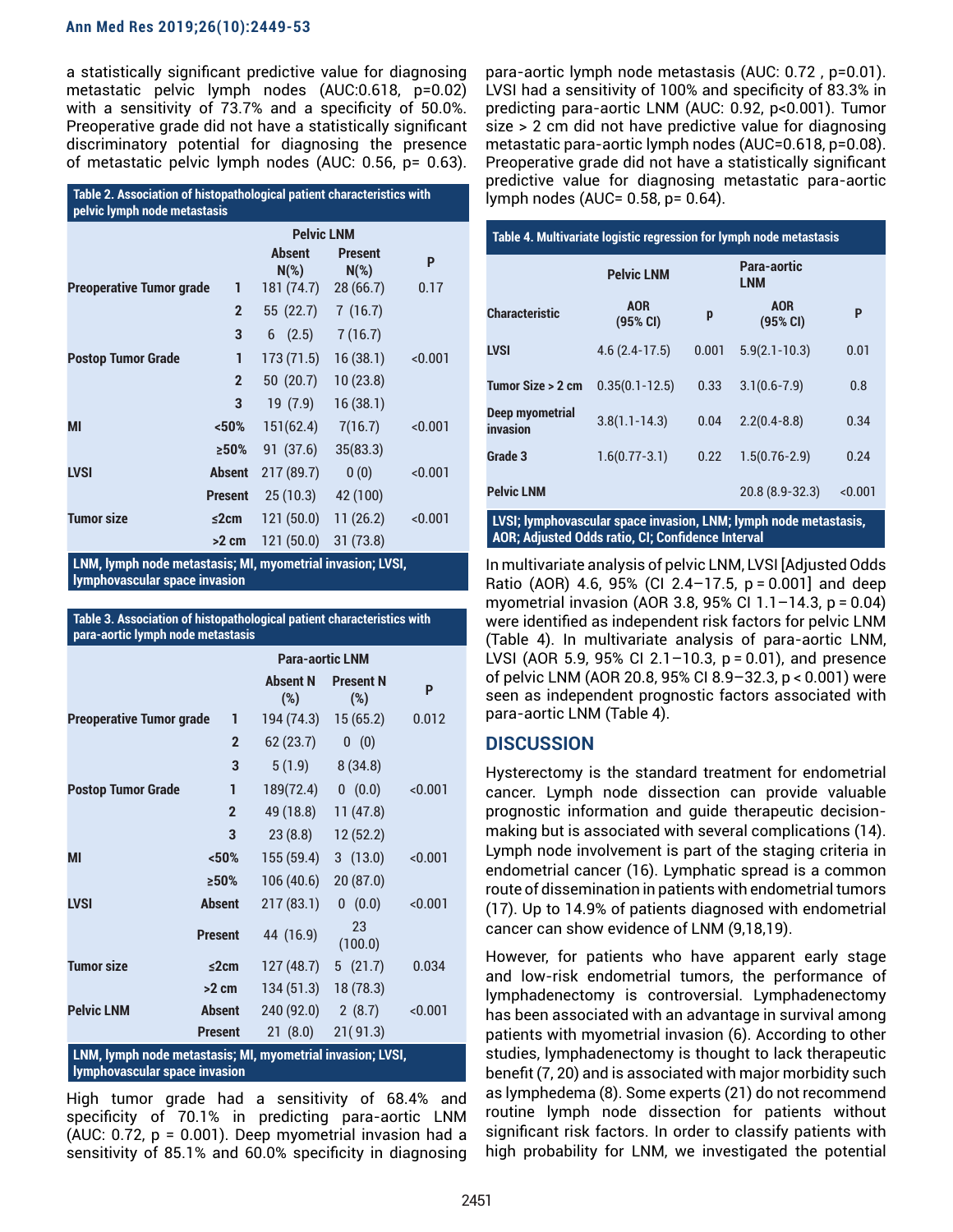a statistically significant predictive value for diagnosing metastatic pelvic lymph nodes (AUC:0.618, p=0.02) with a sensitivity of 73.7% and a specificity of 50.0%. Preoperative grade did not have a statistically significant discriminatory potential for diagnosing the presence of metastatic pelvic lymph nodes (AUC: 0.56, p= 0.63).

**Table 2. Association of histopathological patient characteristics with pelvic lymph node metastasis**

| | | Pelvic LNM | | |
|---|---|---|---|---|
| | | Absent N(%) | Present N(%) | P |
| Preoperative Tumor grade | 1 | 181 (74.7) | 28 (66.7) | 0.17 |
| | 2 | 55 (22.7) | 7 (16.7) | |
| | 3 | 6 (2.5) | 7 (16.7) | |
| Postop Tumor Grade | 1 | 173 (71.5) | 16 (38.1) | <0.001 |
| | 2 | 50 (20.7) | 10 (23.8) | |
| | 3 | 19 (7.9) | 16 (38.1) | |
| MI | <50% | 151(62.4) | 7(16.7) | <0.001 |
| | ≥50% | 91 (37.6) | 35(83.3) | |
| LVSI | Absent | 217 (89.7) | 0 (0) | <0.001 |
| | Present | 25 (10.3) | 42 (100) | |
| Tumor size | ≤2cm | 121 (50.0) | 11 (26.2) | <0.001 |
| | >2 cm | 121 (50.0) | 31 (73.8) | |

LNM, lymph node metastasis; MI, myometrial invasion; LVSI, lymphovascular space invasion

**Table 3. Association of histopathological patient characteristics with para-aortic lymph node metastasis**

| | | Para-aortic LNM | | |
|---|---|---|---|---|
| | | Absent N (%) | Present N (%) | P |
| Preoperative Tumor grade | 1 | 194 (74.3) | 15 (65.2) | 0.012 |
| | 2 | 62 (23.7) | 0 (0) | |
| | 3 | 5 (1.9) | 8 (34.8) | |
| Postop Tumor Grade | 1 | 189(72.4) | 0 (0.0) | <0.001 |
| | 2 | 49 (18.8) | 11 (47.8) | |
| | 3 | 23 (8.8) | 12 (52.2) | |
| MI | <50% | 155 (59.4) | 3 (13.0) | <0.001 |
| | ≥50% | 106 (40.6) | 20 (87.0) | |
| LVSI | Absent | 217 (83.1) | 0 (0.0) | <0.001 |
| | Present | 44 (16.9) | 23 (100.0) | |
| Tumor size | ≤2cm | 127 (48.7) | 5 (21.7) | 0.034 |
| | >2 cm | 134 (51.3) | 18 (78.3) | |
| Pelvic LNM | Absent | 240 (92.0) | 2 (8.7) | <0.001 |
| | Present | 21 (8.0) | 21( 91.3) | |

LNM, lymph node metastasis; MI, myometrial invasion; LVSI, lymphovascular space invasion

High tumor grade had a sensitivity of 68.4% and specificity of 70.1% in predicting para-aortic LNM (AUC: 0.72, p = 0.001). Deep myometrial invasion had a sensitivity of 85.1% and 60.0% specificity in diagnosing para-aortic lymph node metastasis (AUC: 0.72 , p=0.01). LVSI had a sensitivity of 100% and specificity of 83.3% in predicting para-aortic LNM (AUC: 0.92, p<0.001). Tumor size > 2 cm did not have predictive value for diagnosing metastatic para-aortic lymph nodes (AUC=0.618, p=0.08). Preoperative grade did not have a statistically significant predictive value for diagnosing metastatic para-aortic lymph nodes (AUC= 0.58, p= 0.64).

**Table 4. Multivariate logistic regression for lymph node metastasis**

| | Pelvic LNM | | Para-aortic LNM | |
|---|---|---|---|---|
| Characteristic | AOR (95% CI) | p | AOR (95% CI) | P |
| LVSI | 4.6 (2.4-17.5) | 0.001 | 5.9(2.1-10.3) | 0.01 |
| Tumor Size > 2 cm | 0.35(0.1-12.5) | 0.33 | 3.1(0.6-7.9) | 0.8 |
| Deep myometrial invasion | 3.8(1.1-14.3) | 0.04 | 2.2(0.4-8.8) | 0.34 |
| Grade 3 | 1.6(0.77-3.1) | 0.22 | 1.5(0.76-2.9) | 0.24 |
| Pelvic LNM | | | 20.8 (8.9-32.3) | <0.001 |

LVSI; lymphovascular space invasion, LNM; lymph node metastasis, AOR; Adjusted Odds ratio, CI; Confidence Interval

In multivariate analysis of pelvic LNM, LVSI [Adjusted Odds Ratio (AOR) 4.6, 95% (CI 2.4–17.5, p = 0.001] and deep myometrial invasion (AOR 3.8, 95% CI 1.1–14.3, p = 0.04) were identified as independent risk factors for pelvic LNM (Table 4). In multivariate analysis of para-aortic LNM, LVSI (AOR 5.9, 95% CI 2.1–10.3, p = 0.01), and presence of pelvic LNM (AOR 20.8, 95% CI 8.9–32.3, p < 0.001) were seen as independent prognostic factors associated with para-aortic LNM (Table 4).

## DISCUSSION

Hysterectomy is the standard treatment for endometrial cancer. Lymph node dissection can provide valuable prognostic information and guide therapeutic decision-making but is associated with several complications (14). Lymph node involvement is part of the staging criteria in endometrial cancer (16). Lymphatic spread is a common route of dissemination in patients with endometrial tumors (17). Up to 14.9% of patients diagnosed with endometrial cancer can show evidence of LNM (9,18,19).

However, for patients who have apparent early stage and low-risk endometrial tumors, the performance of lymphadenectomy is controversial. Lymphadenectomy has been associated with an advantage in survival among patients with myometrial invasion (6). According to other studies, lymphadenectomy is thought to lack therapeutic benefit (7, 20) and is associated with major morbidity such as lymphedema (8). Some experts (21) do not recommend routine lymph node dissection for patients without significant risk factors. In order to classify patients with high probability for LNM, we investigated the potential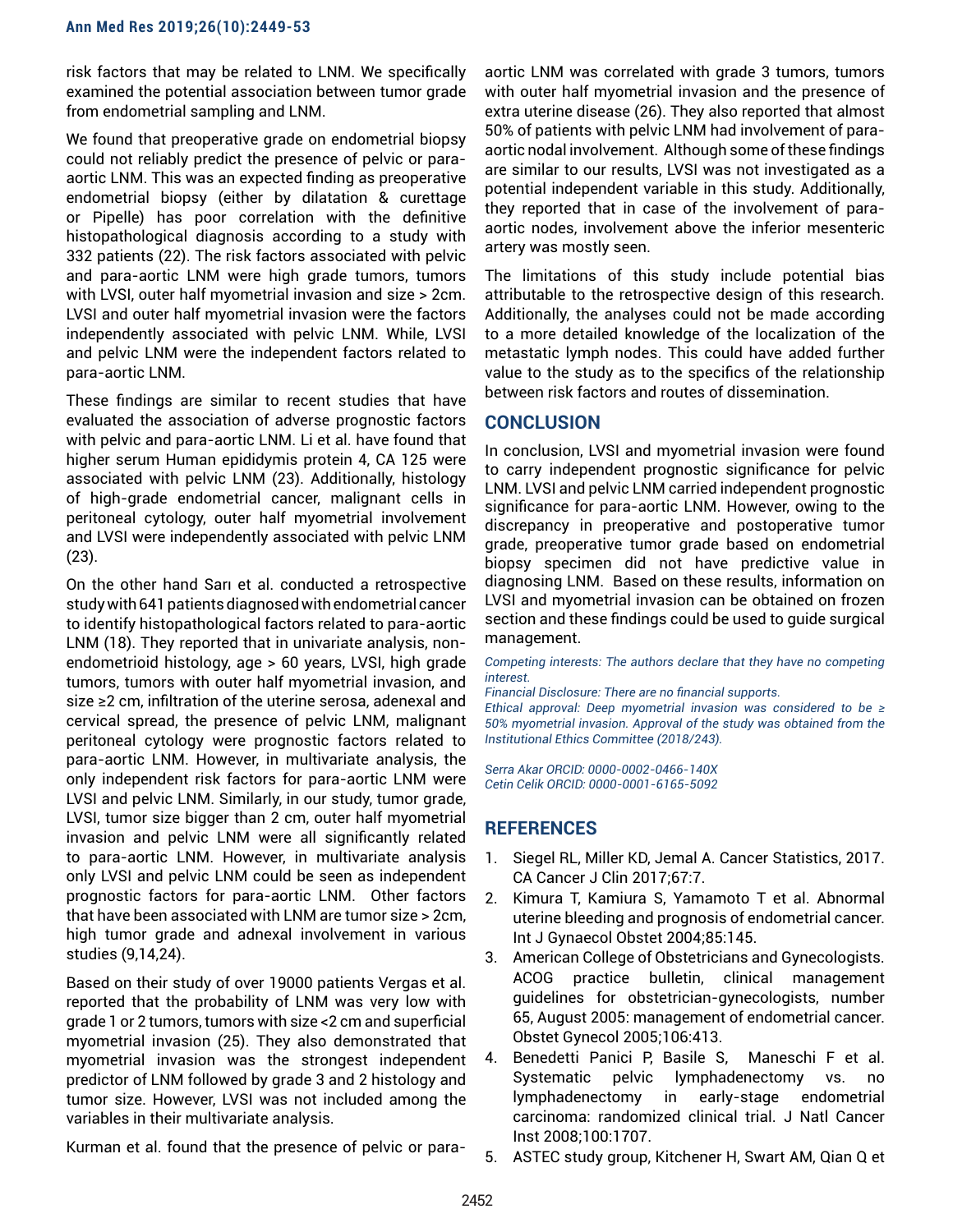risk factors that may be related to LNM. We specifically examined the potential association between tumor grade from endometrial sampling and LNM.

We found that preoperative grade on endometrial biopsy could not reliably predict the presence of pelvic or para-aortic LNM. This was an expected finding as preoperative endometrial biopsy (either by dilatation & curettage or Pipelle) has poor correlation with the definitive histopathological diagnosis according to a study with 332 patients (22). The risk factors associated with pelvic and para-aortic LNM were high grade tumors, tumors with LVSI, outer half myometrial invasion and size > 2cm. LVSI and outer half myometrial invasion were the factors independently associated with pelvic LNM. While, LVSI and pelvic LNM were the independent factors related to para-aortic LNM.

These findings are similar to recent studies that have evaluated the association of adverse prognostic factors with pelvic and para-aortic LNM. Li et al. have found that higher serum Human epididymis protein 4, CA 125 were associated with pelvic LNM (23). Additionally, histology of high-grade endometrial cancer, malignant cells in peritoneal cytology, outer half myometrial involvement and LVSI were independently associated with pelvic LNM (23).

On the other hand Sarı et al. conducted a retrospective study with 641 patients diagnosed with endometrial cancer to identify histopathological factors related to para-aortic LNM (18). They reported that in univariate analysis, non-endometrioid histology, age > 60 years, LVSI, high grade tumors, tumors with outer half myometrial invasion, and size ≥2 cm, infiltration of the uterine serosa, adenexal and cervical spread, the presence of pelvic LNM, malignant peritoneal cytology were prognostic factors related to para-aortic LNM. However, in multivariate analysis, the only independent risk factors for para-aortic LNM were LVSI and pelvic LNM. Similarly, in our study, tumor grade, LVSI, tumor size bigger than 2 cm, outer half myometrial invasion and pelvic LNM were all significantly related to para-aortic LNM. However, in multivariate analysis only LVSI and pelvic LNM could be seen as independent prognostic factors for para-aortic LNM. Other factors that have been associated with LNM are tumor size > 2cm, high tumor grade and adnexal involvement in various studies (9,14,24).

Based on their study of over 19000 patients Vergas et al. reported that the probability of LNM was very low with grade 1 or 2 tumors, tumors with size <2 cm and superficial myometrial invasion (25). They also demonstrated that myometrial invasion was the strongest independent predictor of LNM followed by grade 3 and 2 histology and tumor size. However, LVSI was not included among the variables in their multivariate analysis.

Kurman et al. found that the presence of pelvic or para-aortic LNM was correlated with grade 3 tumors, tumors with outer half myometrial invasion and the presence of extra uterine disease (26). They also reported that almost 50% of patients with pelvic LNM had involvement of para-aortic nodal involvement. Although some of these findings are similar to our results, LVSI was not investigated as a potential independent variable in this study. Additionally, they reported that in case of the involvement of para-aortic nodes, involvement above the inferior mesenteric artery was mostly seen.

The limitations of this study include potential bias attributable to the retrospective design of this research. Additionally, the analyses could not be made according to a more detailed knowledge of the localization of the metastatic lymph nodes. This could have added further value to the study as to the specifics of the relationship between risk factors and routes of dissemination.

## CONCLUSION

In conclusion, LVSI and myometrial invasion were found to carry independent prognostic significance for pelvic LNM. LVSI and pelvic LNM carried independent prognostic significance for para-aortic LNM. However, owing to the discrepancy in preoperative and postoperative tumor grade, preoperative tumor grade based on endometrial biopsy specimen did not have predictive value in diagnosing LNM. Based on these results, information on LVSI and myometrial invasion can be obtained on frozen section and these findings could be used to guide surgical management.

*Competing interests: The authors declare that they have no competing interest.*
*Financial Disclosure: There are no financial supports.*
*Ethical approval: Deep myometrial invasion was considered to be ≥ 50% myometrial invasion. Approval of the study was obtained from the Institutional Ethics Committee (2018/243).*

*Serra Akar ORCID: 0000-0002-0466-140X*
*Cetin Celik ORCID: 0000-0001-6165-5092*

## REFERENCES

1. Siegel RL, Miller KD, Jemal A. Cancer Statistics, 2017. CA Cancer J Clin 2017;67:7.
2. Kimura T, Kamiura S, Yamamoto T et al. Abnormal uterine bleeding and prognosis of endometrial cancer. Int J Gynaecol Obstet 2004;85:145.
3. American College of Obstetricians and Gynecologists. ACOG practice bulletin, clinical management guidelines for obstetrician-gynecologists, number 65, August 2005: management of endometrial cancer. Obstet Gynecol 2005;106:413.
4. Benedetti Panici P, Basile S, Maneschi F et al. Systematic pelvic lymphadenectomy vs. no lymphadenectomy in early-stage endometrial carcinoma: randomized clinical trial. J Natl Cancer Inst 2008;100:1707.
5. ASTEC study group, Kitchener H, Swart AM, Qian Q et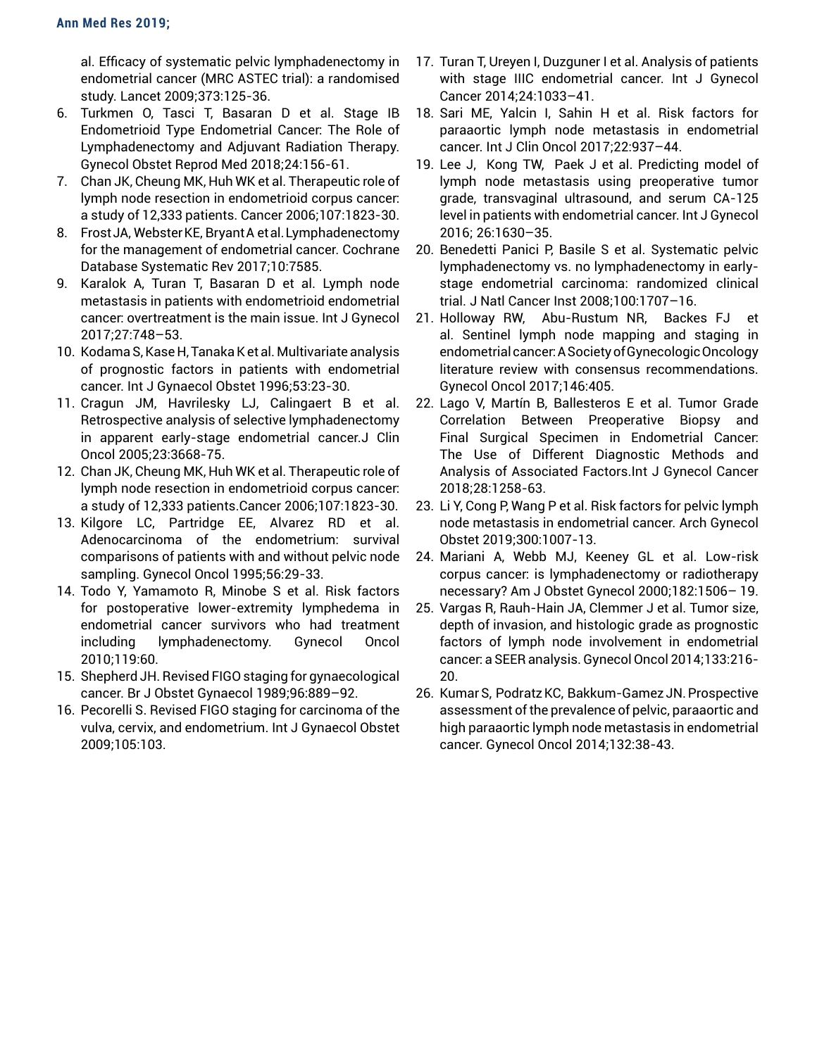al. Efficacy of systematic pelvic lymphadenectomy in endometrial cancer (MRC ASTEC trial): a randomised study. Lancet 2009;373:125-36.

6. Turkmen O, Tasci T, Basaran D et al. Stage IB Endometrioid Type Endometrial Cancer: The Role of Lymphadenectomy and Adjuvant Radiation Therapy. Gynecol Obstet Reprod Med 2018;24:156-61.
7. Chan JK, Cheung MK, Huh WK et al. Therapeutic role of lymph node resection in endometrioid corpus cancer: a study of 12,333 patients. Cancer 2006;107:1823-30.
8. Frost JA, Webster KE, Bryant A et al. Lymphadenectomy for the management of endometrial cancer. Cochrane Database Systematic Rev 2017;10:7585.
9. Karalok A, Turan T, Basaran D et al. Lymph node metastasis in patients with endometrioid endometrial cancer: overtreatment is the main issue. Int J Gynecol 2017;27:748–53.
10. Kodama S, Kase H, Tanaka K et al. Multivariate analysis of prognostic factors in patients with endometrial cancer. Int J Gynaecol Obstet 1996;53:23-30.
11. Cragun JM, Havrilesky LJ, Calingaert B et al. Retrospective analysis of selective lymphadenectomy in apparent early-stage endometrial cancer.J Clin Oncol 2005;23:3668-75.
12. Chan JK, Cheung MK, Huh WK et al. Therapeutic role of lymph node resection in endometrioid corpus cancer: a study of 12,333 patients.Cancer 2006;107:1823-30.
13. Kilgore LC, Partridge EE, Alvarez RD et al. Adenocarcinoma of the endometrium: survival comparisons of patients with and without pelvic node sampling. Gynecol Oncol 1995;56:29-33.
14. Todo Y, Yamamoto R, Minobe S et al. Risk factors for postoperative lower-extremity lymphedema in endometrial cancer survivors who had treatment including lymphadenectomy. Gynecol Oncol 2010;119:60.
15. Shepherd JH. Revised FIGO staging for gynaecological cancer. Br J Obstet Gynaecol 1989;96:889–92.
16. Pecorelli S. Revised FIGO staging for carcinoma of the vulva, cervix, and endometrium. Int J Gynaecol Obstet 2009;105:103.
17. Turan T, Ureyen I, Duzguner I et al. Analysis of patients with stage IIIC endometrial cancer. Int J Gynecol Cancer 2014;24:1033–41.
18. Sari ME, Yalcin I, Sahin H et al. Risk factors for paraaortic lymph node metastasis in endometrial cancer. Int J Clin Oncol 2017;22:937–44.
19. Lee J, Kong TW, Paek J et al. Predicting model of lymph node metastasis using preoperative tumor grade, transvaginal ultrasound, and serum CA-125 level in patients with endometrial cancer. Int J Gynecol 2016; 26:1630–35.
20. Benedetti Panici P, Basile S et al. Systematic pelvic lymphadenectomy vs. no lymphadenectomy in early-stage endometrial carcinoma: randomized clinical trial. J Natl Cancer Inst 2008;100:1707–16.
21. Holloway RW, Abu-Rustum NR, Backes FJ et al. Sentinel lymph node mapping and staging in endometrial cancer: A Society of Gynecologic Oncology literature review with consensus recommendations. Gynecol Oncol 2017;146:405.
22. Lago V, Martín B, Ballesteros E et al. Tumor Grade Correlation Between Preoperative Biopsy and Final Surgical Specimen in Endometrial Cancer: The Use of Different Diagnostic Methods and Analysis of Associated Factors.Int J Gynecol Cancer 2018;28:1258-63.
23. Li Y, Cong P, Wang P et al. Risk factors for pelvic lymph node metastasis in endometrial cancer. Arch Gynecol Obstet 2019;300:1007-13.
24. Mariani A, Webb MJ, Keeney GL et al. Low-risk corpus cancer: is lymphadenectomy or radiotherapy necessary? Am J Obstet Gynecol 2000;182:1506– 19.
25. Vargas R, Rauh-Hain JA, Clemmer J et al. Tumor size, depth of invasion, and histologic grade as prognostic factors of lymph node involvement in endometrial cancer: a SEER analysis. Gynecol Oncol 2014;133:216-20.
26. Kumar S, Podratz KC, Bakkum-Gamez JN. Prospective assessment of the prevalence of pelvic, paraaortic and high paraaortic lymph node metastasis in endometrial cancer. Gynecol Oncol 2014;132:38-43.